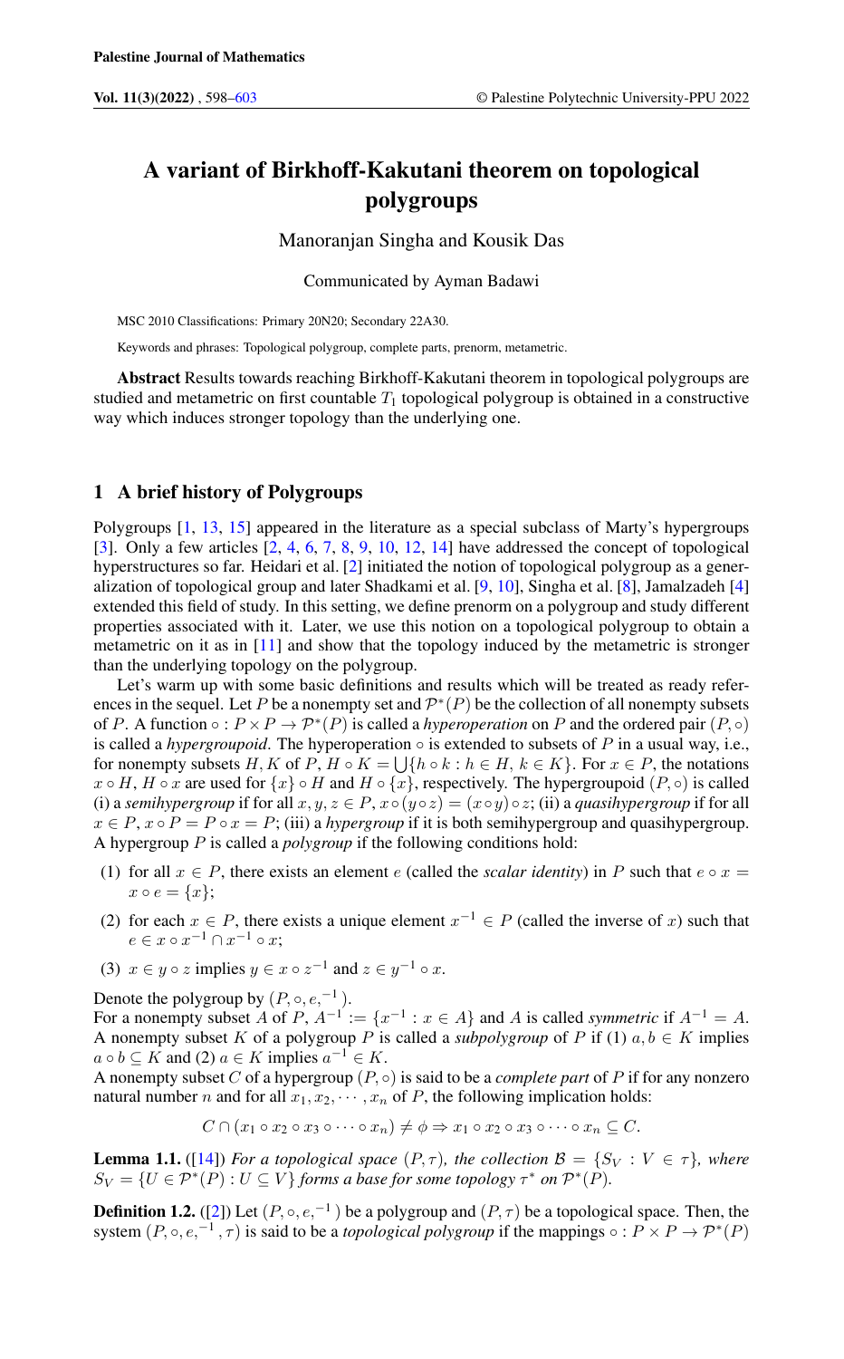# A variant of Birkhoff-Kakutani theorem on topological polygroups

Manoranjan Singha and Kousik Das

Communicated by Ayman Badawi

MSC 2010 Classifications: Primary 20N20; Secondary 22A30.

Keywords and phrases: Topological polygroup, complete parts, prenorm, metametric.

**Abstract** Results towards reaching Birkhoff-Kakutani theorem in topological polygroups are studied and metametric on first countable $T_1$ topological polygroup is obtained in a constructive way which induces stronger topology than the underlying one.

## 1 A brief history of Polygroups

Polygroups [1, 13, 15] appeared in the literature as a special subclass of Marty's hypergroups [3]. Only a few articles [2, 4, 6, 7, 8, 9, 10, 12, 14] have addressed the concept of topological hyperstructures so far. Heidari et al. [2] initiated the notion of topological polygroup as a generalization of topological group and later Shadkami et al. [9, 10], Singha et al. [8], Jamalzadeh [4] extended this field of study. In this setting, we define prenorm on a polygroup and study different properties associated with it. Later, we use this notion on a topological polygroup to obtain a metametric on it as in [11] and show that the topology induced by the metametric is stronger than the underlying topology on the polygroup.

Let's warm up with some basic definitions and results which will be treated as ready references in the sequel. Let $P$ be a nonempty set and $\mathcal{P}^*(P)$ be the collection of all nonempty subsets of $P$. A function $\circ : P \times P \to \mathcal{P}^*(P)$ is called a *hyperoperation* on $P$ and the ordered pair $(P, \circ)$ is called a *hypergroupoid*. The hyperoperation $\circ$ is extended to subsets of $P$ in a usual way, i.e., for nonempty subsets $H, K$ of $P$, $H \circ K = \bigcup\{h \circ k : h \in H,\ k \in K\}$. For $x \in P$, the notations $x \circ H$, $H \circ x$ are used for $\{x\} \circ H$ and $H \circ \{x\}$, respectively. The hypergroupoid $(P, \circ)$ is called (i) a *semihypergroup* if for all $x, y, z \in P$, $x \circ (y \circ z) = (x \circ y) \circ z$; (ii) a *quasihypergroup* if for all $x \in P$, $x \circ P = P \circ x = P$; (iii) a *hypergroup* if it is both semihypergroup and quasihypergroup. A hypergroup $P$ is called a *polygroup* if the following conditions hold:

1. for all $x \in P$, there exists an element $e$ (called the *scalar identity*) in $P$ such that $e \circ x = x \circ e = \{x\}$;
2. for each $x \in P$, there exists a unique element $x^{-1} \in P$ (called the inverse of $x$) such that $e \in x \circ x^{-1} \cap x^{-1} \circ x$;
3. $x \in y \circ z$ implies $y \in x \circ z^{-1}$ and $z \in y^{-1} \circ x$.

Denote the polygroup by $(P, \circ, e, ^{-1})$.
For a nonempty subset $A$ of $P$, $A^{-1} := \{x^{-1} : x \in A\}$ and $A$ is called *symmetric* if $A^{-1} = A$.
A nonempty subset $K$ of a polygroup $P$ is called a *subpolygroup* of $P$ if (1) $a, b \in K$ implies $a \circ b \subseteq K$ and (2) $a \in K$ implies $a^{-1} \in K$.
A nonempty subset $C$ of a hypergroup $(P, \circ)$ is said to be a *complete part* of $P$ if for any nonzero natural number $n$ and for all $x_1, x_2, \cdots, x_n$ of $P$, the following implication holds:

$$C \cap (x_1 \circ x_2 \circ x_3 \circ \cdots \circ x_n) \neq \phi \Rightarrow x_1 \circ x_2 \circ x_3 \circ \cdots \circ x_n \subseteq C.$$

**Lemma 1.1.** ([14]) *For a topological space $(P, \tau)$, the collection $\mathcal{B} = \{S_V : V \in \tau\}$, where $S_V = \{U \in \mathcal{P}^*(P) : U \subseteq V\}$ forms a base for some topology $\tau^*$ on $\mathcal{P}^*(P)$.*

**Definition 1.2.** ([2]) Let $(P, \circ, e, ^{-1})$ be a polygroup and $(P, \tau)$ be a topological space. Then, the system $(P, \circ, e, ^{-1}, \tau)$ is said to be a *topological polygroup* if the mappings $\circ : P \times P \to \mathcal{P}^*(P)$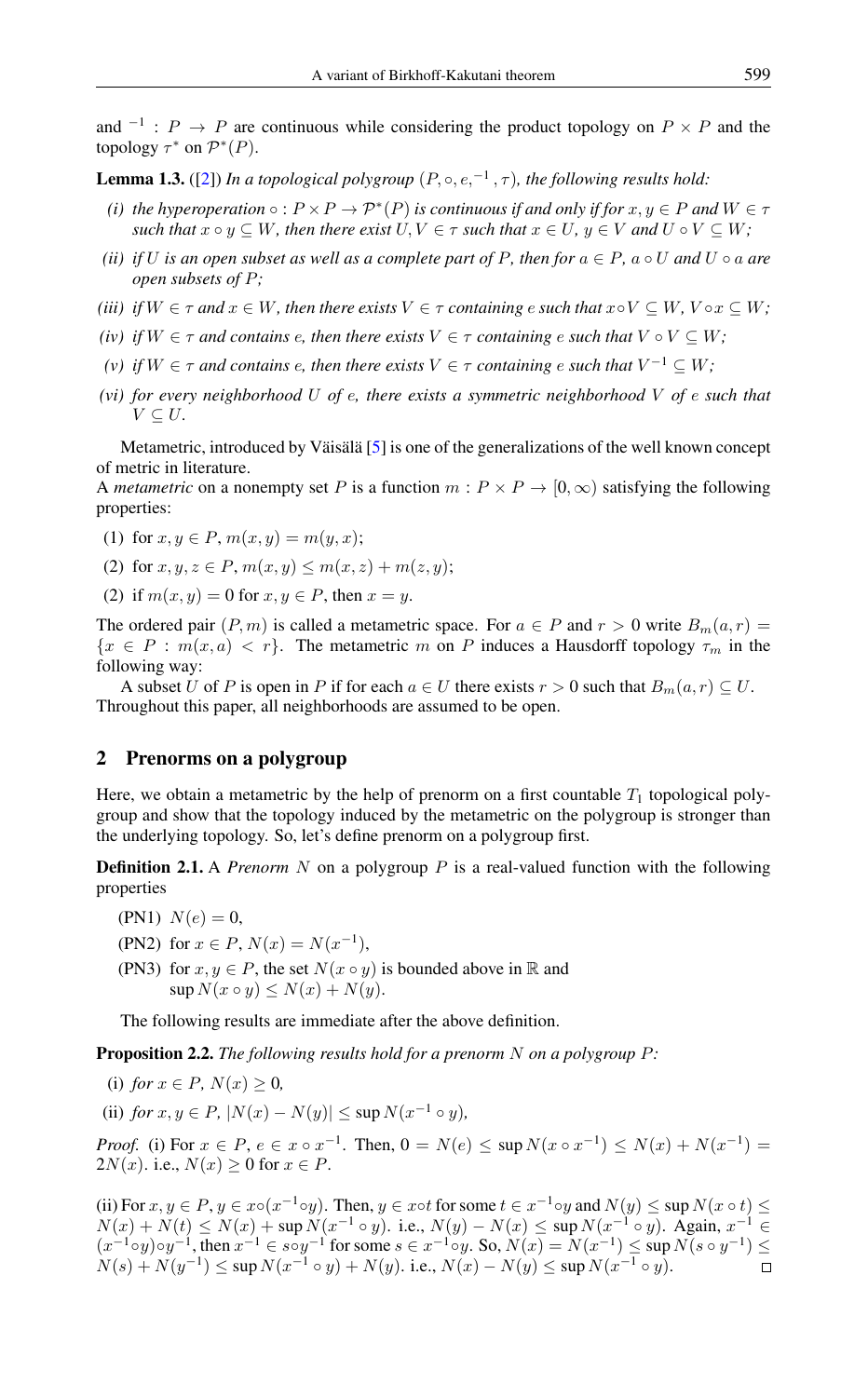and $^{-1} : P \to P$ are continuous while considering the product topology on $P \times P$ and the topology $\tau^*$ on $\mathcal{P}^*(P)$.

**Lemma 1.3.** ([2]) *In a topological polygroup $(P, \circ, e, ^{-1}, \tau)$, the following results hold:*

*(i) the hyperoperation $\circ : P \times P \to \mathcal{P}^*(P)$ is continuous if and only if for $x, y \in P$ and $W \in \tau$ such that $x \circ y \subseteq W$, then there exist $U, V \in \tau$ such that $x \in U$, $y \in V$ and $U \circ V \subseteq W$;*

*(ii) if $U$ is an open subset as well as a complete part of $P$, then for $a \in P$, $a \circ U$ and $U \circ a$ are open subsets of $P$;*

*(iii) if $W \in \tau$ and $x \in W$, then there exists $V \in \tau$ containing $e$ such that $x \circ V \subseteq W$, $V \circ x \subseteq W$;*

*(iv) if $W \in \tau$ and contains $e$, then there exists $V \in \tau$ containing $e$ such that $V \circ V \subseteq W$;*

*(v) if $W \in \tau$ and contains $e$, then there exists $V \in \tau$ containing $e$ such that $V^{-1} \subseteq W$;*

*(vi) for every neighborhood $U$ of $e$, there exists a symmetric neighborhood $V$ of $e$ such that $V \subseteq U$.*

Metametric, introduced by Väisälä [5] is one of the generalizations of the well known concept of metric in literature.
A *metametric* on a nonempty set $P$ is a function $m : P \times P \to [0, \infty)$ satisfying the following properties:

(1) for $x, y \in P$, $m(x, y) = m(y, x)$;

(2) for $x, y, z \in P$, $m(x, y) \leq m(x, z) + m(z, y)$;

(2) if $m(x, y) = 0$ for $x, y \in P$, then $x = y$.

The ordered pair $(P, m)$ is called a metametric space. For $a \in P$ and $r > 0$ write $B_m(a, r) = \{x \in P : m(x, a) < r\}$. The metametric $m$ on $P$ induces a Hausdorff topology $\tau_m$ in the following way:

A subset $U$ of $P$ is open in $P$ if for each $a \in U$ there exists $r > 0$ such that $B_m(a, r) \subseteq U$.
Throughout this paper, all neighborhoods are assumed to be open.

## 2 Prenorms on a polygroup

Here, we obtain a metametric by the help of prenorm on a first countable $T_1$ topological polygroup and show that the topology induced by the metametric on the polygroup is stronger than the underlying topology. So, let's define prenorm on a polygroup first.

**Definition 2.1.** A *Prenorm* $N$ on a polygroup $P$ is a real-valued function with the following properties

(PN1) $N(e) = 0$,

(PN2) for $x \in P$, $N(x) = N(x^{-1})$,

(PN3) for $x, y \in P$, the set $N(x \circ y)$ is bounded above in $\mathbb{R}$ and $\sup N(x \circ y) \leq N(x) + N(y)$.

The following results are immediate after the above definition.

**Proposition 2.2.** *The following results hold for a prenorm $N$ on a polygroup $P$:*

(i) *for $x \in P$, $N(x) \geq 0$,*

(ii) *for $x, y \in P$, $|N(x) - N(y)| \leq \sup N(x^{-1} \circ y)$,*

*Proof.* (i) For $x \in P$, $e \in x \circ x^{-1}$. Then, $0 = N(e) \leq \sup N(x \circ x^{-1}) \leq N(x) + N(x^{-1}) = 2N(x)$. i.e., $N(x) \geq 0$ for $x \in P$.

(ii) For $x, y \in P$, $y \in x \circ (x^{-1} \circ y)$. Then, $y \in x \circ t$ for some $t \in x^{-1} \circ y$ and $N(y) \leq \sup N(x \circ t) \leq N(x) + N(t) \leq N(x) + \sup N(x^{-1} \circ y)$. i.e., $N(y) - N(x) \leq \sup N(x^{-1} \circ y)$. Again, $x^{-1} \in (x^{-1} \circ y) \circ y^{-1}$, then $x^{-1} \in s \circ y^{-1}$ for some $s \in x^{-1} \circ y$. So, $N(x) = N(x^{-1}) \leq \sup N(s \circ y^{-1}) \leq N(s) + N(y^{-1}) \leq \sup N(x^{-1} \circ y) + N(y)$. i.e., $N(x) - N(y) \leq \sup N(x^{-1} \circ y)$. ☐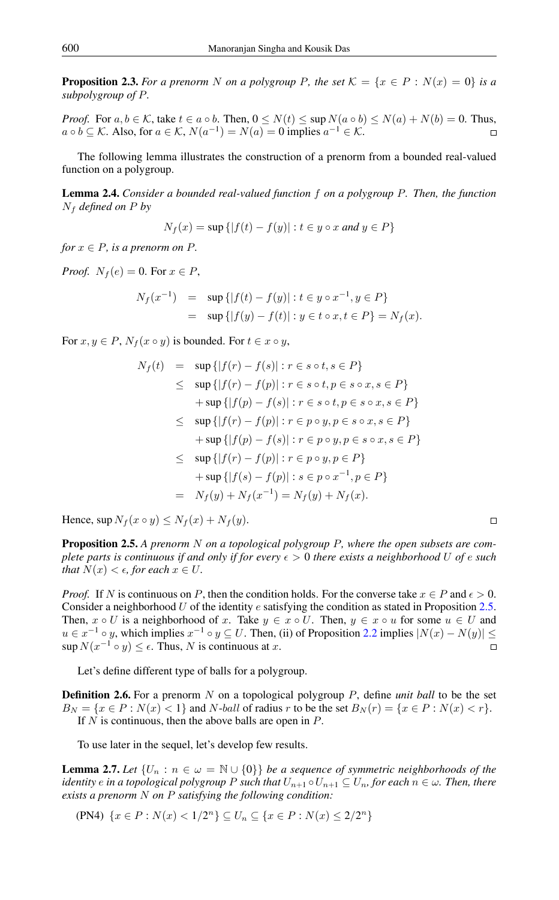**Proposition 2.3.** *For a prenorm $N$ on a polygroup $P$, the set $\mathcal{K} = \{x \in P : N(x) = 0\}$ is a subpolygroup of $P$.*

*Proof.* For $a, b \in \mathcal{K}$, take $t \in a \circ b$. Then, $0 \leq N(t) \leq \sup N(a \circ b) \leq N(a) + N(b) = 0$. Thus, $a \circ b \subseteq \mathcal{K}$. Also, for $a \in \mathcal{K}$, $N(a^{-1}) = N(a) = 0$ implies $a^{-1} \in \mathcal{K}$. ◻

The following lemma illustrates the construction of a prenorm from a bounded real-valued function on a polygroup.

**Lemma 2.4.** *Consider a bounded real-valued function $f$ on a polygroup $P$. Then, the function $N_f$ defined on $P$ by*

$$N_f(x) = \sup\{|f(t) - f(y)| : t \in y \circ x \text{ and } y \in P\}$$

*for $x \in P$, is a prenorm on $P$.*

*Proof.* $N_f(e) = 0$. For $x \in P$,

$$\begin{aligned} N_f(x^{-1}) &= \sup\{|f(t) - f(y)| : t \in y \circ x^{-1}, y \in P\} \\ &= \sup\{|f(y) - f(t)| : y \in t \circ x, t \in P\} = N_f(x). \end{aligned}$$

For $x, y \in P$, $N_f(x \circ y)$ is bounded. For $t \in x \circ y$,

$$\begin{aligned} N_f(t) &= \sup\{|f(r) - f(s)| : r \in s \circ t, s \in P\} \\ &\leq \sup\{|f(r) - f(p)| : r \in s \circ t, p \in s \circ x, s \in P\} \\ &\quad + \sup\{|f(p) - f(s)| : r \in s \circ t, p \in s \circ x, s \in P\} \\ &\leq \sup\{|f(r) - f(p)| : r \in p \circ y, p \in s \circ x, s \in P\} \\ &\quad + \sup\{|f(p) - f(s)| : r \in p \circ y, p \in s \circ x, s \in P\} \\ &\leq \sup\{|f(r) - f(p)| : r \in p \circ y, p \in P\} \\ &\quad + \sup\{|f(s) - f(p)| : s \in p \circ x^{-1}, p \in P\} \\ &= N_f(y) + N_f(x^{-1}) = N_f(y) + N_f(x). \end{aligned}$$

Hence, $\sup N_f(x \circ y) \leq N_f(x) + N_f(y)$. ◻

**Proposition 2.5.** *A prenorm $N$ on a topological polygroup $P$, where the open subsets are complete parts is continuous if and only if for every $\epsilon > 0$ there exists a neighborhood $U$ of $e$ such that $N(x) < \epsilon$, for each $x \in U$.*

*Proof.* If $N$ is continuous on $P$, then the condition holds. For the converse take $x \in P$ and $\epsilon > 0$. Consider a neighborhood $U$ of the identity $e$ satisfying the condition as stated in Proposition 2.5. Then, $x \circ U$ is a neighborhood of $x$. Take $y \in x \circ U$. Then, $y \in x \circ u$ for some $u \in U$ and $u \in x^{-1} \circ y$, which implies $x^{-1} \circ y \subseteq U$. Then, (ii) of Proposition 2.2 implies $|N(x) - N(y)| \leq \sup N(x^{-1} \circ y) \leq \epsilon$. Thus, $N$ is continuous at $x$. ◻

Let's define different type of balls for a polygroup.

**Definition 2.6.** For a prenorm $N$ on a topological polygroup $P$, define *unit ball* to be the set $B_N = \{x \in P : N(x) < 1\}$ and $N$-*ball* of radius $r$ to be the set $B_N(r) = \{x \in P : N(x) < r\}$.
If $N$ is continuous, then the above balls are open in $P$.

To use later in the sequel, let's develop few results.

**Lemma 2.7.** *Let $\{U_n : n \in \omega = \mathbb{N} \cup \{0\}\}$ be a sequence of symmetric neighborhoods of the identity $e$ in a topological polygroup $P$ such that $U_{n+1} \circ U_{n+1} \subseteq U_n$, for each $n \in \omega$. Then, there exists a prenorm $N$ on $P$ satisfying the following condition:*

(PN4) $\{x \in P : N(x) < 1/2^n\} \subseteq U_n \subseteq \{x \in P : N(x) \leq 2/2^n\}$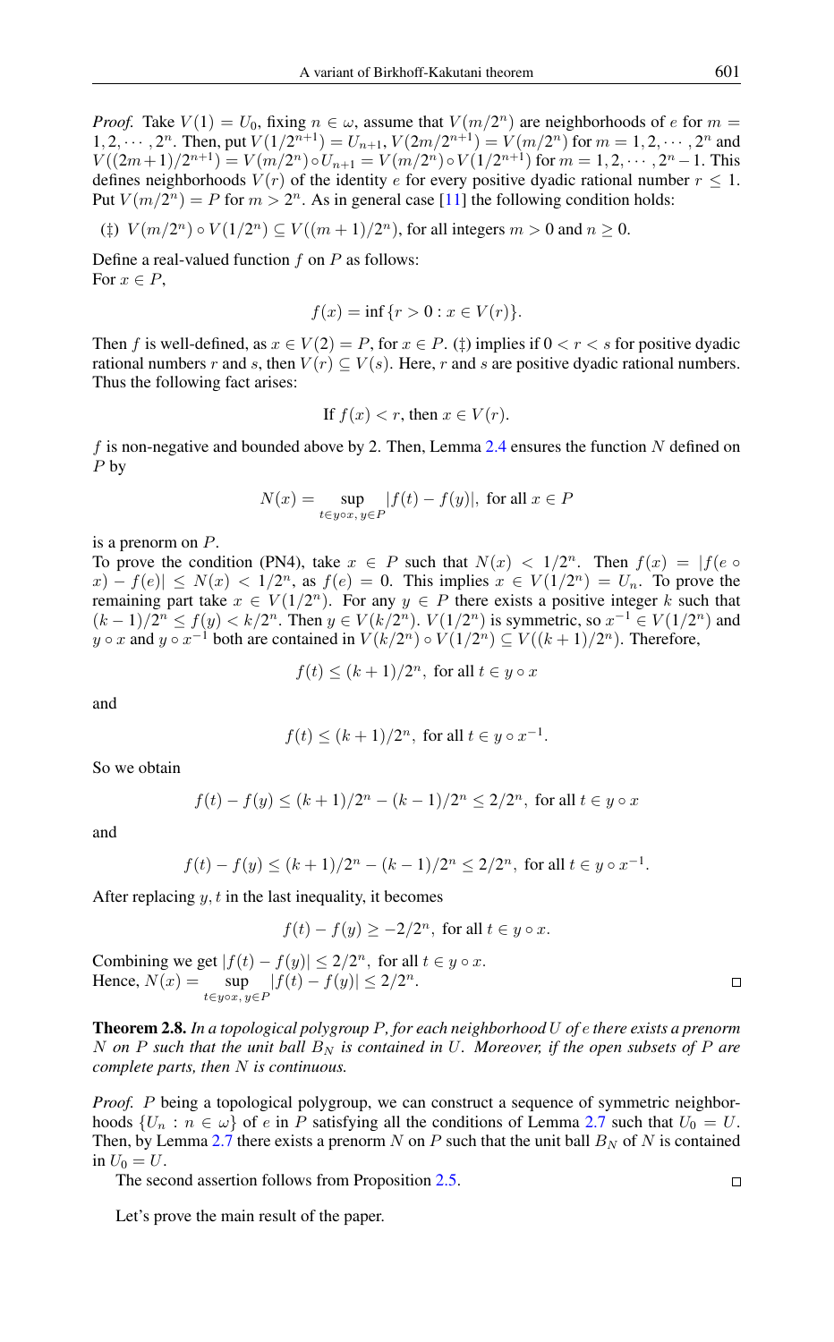*Proof.* Take $V(1) = U_0$, fixing $n \in \omega$, assume that $V(m/2^n)$ are neighborhoods of $e$ for $m = 1, 2, \cdots, 2^n$. Then, put $V(1/2^{n+1}) = U_{n+1}$, $V(2m/2^{n+1}) = V(m/2^n)$ for $m = 1, 2, \cdots, 2^n$ and $V((2m+1)/2^{n+1}) = V(m/2^n) \circ U_{n+1} = V(m/2^n) \circ V(1/2^{n+1})$ for $m = 1, 2, \cdots, 2^n - 1$. This defines neighborhoods $V(r)$ of the identity $e$ for every positive dyadic rational number $r \leq 1$. Put $V(m/2^n) = P$ for $m > 2^n$. As in general case [11] the following condition holds:

(‡) $V(m/2^n) \circ V(1/2^n) \subseteq V((m+1)/2^n)$, for all integers $m > 0$ and $n \geq 0$.

Define a real-valued function $f$ on $P$ as follows:
For $x \in P$,

$$f(x) = \inf\{r > 0 : x \in V(r)\}.$$

Then $f$ is well-defined, as $x \in V(2) = P$, for $x \in P$. (‡) implies if $0 < r < s$ for positive dyadic rational numbers $r$ and $s$, then $V(r) \subseteq V(s)$. Here, $r$ and $s$ are positive dyadic rational numbers. Thus the following fact arises:

$$\text{If } f(x) < r, \text{ then } x \in V(r).$$

$f$ is non-negative and bounded above by 2. Then, Lemma 2.4 ensures the function $N$ defined on $P$ by

$$N(x) = \sup_{t \in y \circ x,\, y \in P} |f(t) - f(y)|, \text{ for all } x \in P$$

is a prenorm on $P$.
To prove the condition (PN4), take $x \in P$ such that $N(x) < 1/2^n$. Then $f(x) = |f(e \circ x) - f(e)| \leq N(x) < 1/2^n$, as $f(e) = 0$. This implies $x \in V(1/2^n) = U_n$. To prove the remaining part take $x \in V(1/2^n)$. For any $y \in P$ there exists a positive integer $k$ such that $(k-1)/2^n \leq f(y) < k/2^n$. Then $y \in V(k/2^n)$. $V(1/2^n)$ is symmetric, so $x^{-1} \in V(1/2^n)$ and $y \circ x$ and $y \circ x^{-1}$ both are contained in $V(k/2^n) \circ V(1/2^n) \subseteq V((k+1)/2^n)$. Therefore,

$$f(t) \leq (k+1)/2^n, \text{ for all } t \in y \circ x$$

and

$$f(t) \leq (k+1)/2^n, \text{ for all } t \in y \circ x^{-1}.$$

So we obtain

$$f(t) - f(y) \leq (k+1)/2^n - (k-1)/2^n \leq 2/2^n, \text{ for all } t \in y \circ x$$

and

$$f(t) - f(y) \leq (k+1)/2^n - (k-1)/2^n \leq 2/2^n, \text{ for all } t \in y \circ x^{-1}.$$

After replacing $y, t$ in the last inequality, it becomes

$$f(t) - f(y) \geq -2/2^n, \text{ for all } t \in y \circ x.$$

Combining we get $|f(t) - f(y)| \leq 2/2^n$, for all $t \in y \circ x$.
Hence, $N(x) = \sup_{t \in y \circ x,\, y \in P} |f(t) - f(y)| \leq 2/2^n$. □

**Theorem 2.8.** *In a topological polygroup $P$, for each neighborhood $U$ of $e$ there exists a prenorm $N$ on $P$ such that the unit ball $B_N$ is contained in $U$. Moreover, if the open subsets of $P$ are complete parts, then $N$ is continuous.*

*Proof.* $P$ being a topological polygroup, we can construct a sequence of symmetric neighborhoods $\{U_n : n \in \omega\}$ of $e$ in $P$ satisfying all the conditions of Lemma 2.7 such that $U_0 = U$. Then, by Lemma 2.7 there exists a prenorm $N$ on $P$ such that the unit ball $B_N$ of $N$ is contained in $U_0 = U$.

The second assertion follows from Proposition 2.5. □

Let's prove the main result of the paper.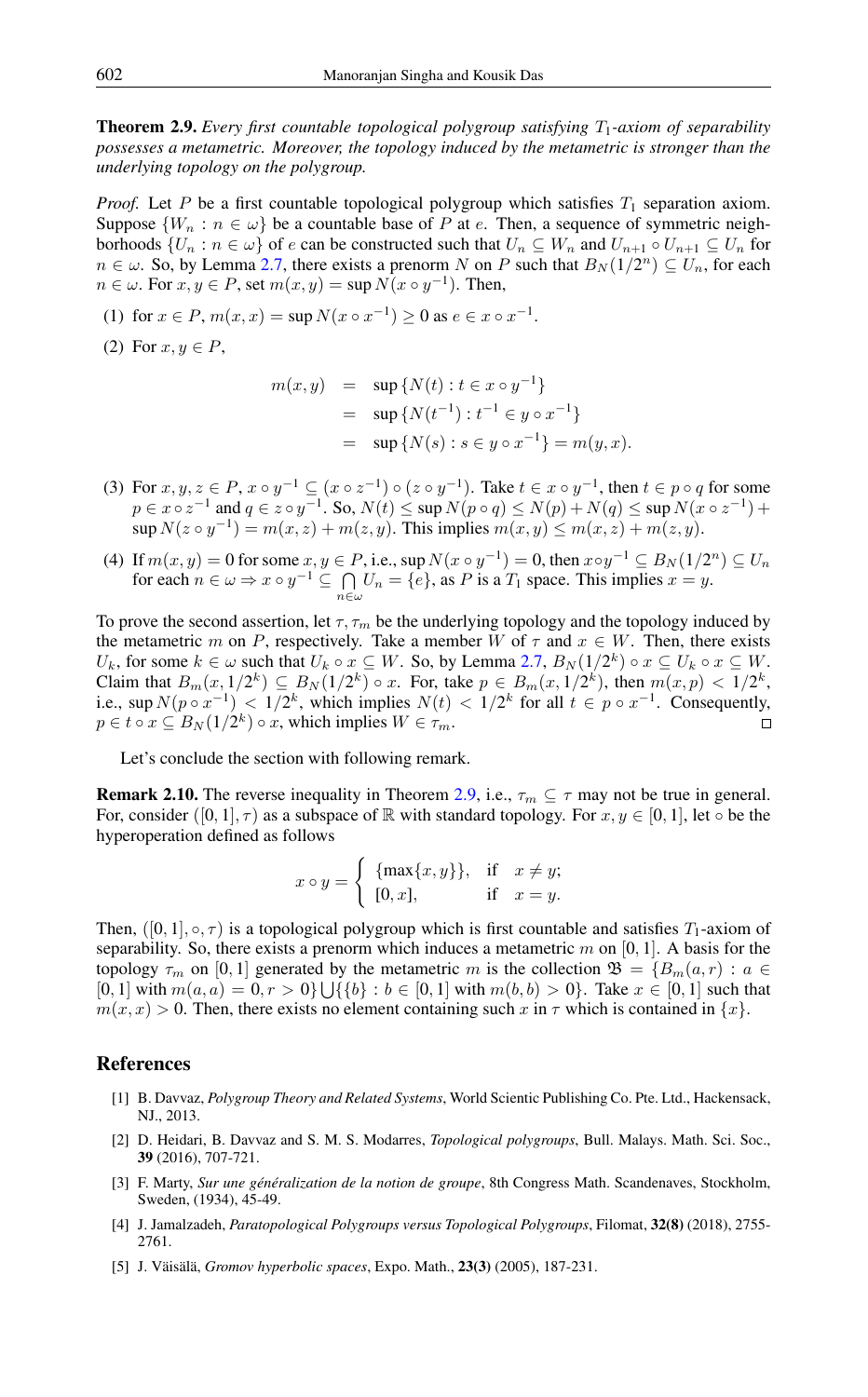**Theorem 2.9.** *Every first countable topological polygroup satisfying $T_1$-axiom of separability possesses a metametric. Moreover, the topology induced by the metametric is stronger than the underlying topology on the polygroup.*

*Proof.* Let $P$ be a first countable topological polygroup which satisfies $T_1$ separation axiom. Suppose $\{W_n : n \in \omega\}$ be a countable base of $P$ at $e$. Then, a sequence of symmetric neighborhoods $\{U_n : n \in \omega\}$ of $e$ can be constructed such that $U_n \subseteq W_n$ and $U_{n+1} \circ U_{n+1} \subseteq U_n$ for $n \in \omega$. So, by Lemma 2.7, there exists a prenorm $N$ on $P$ such that $B_N(1/2^n) \subseteq U_n$, for each $n \in \omega$. For $x, y \in P$, set $m(x, y) = \sup N(x \circ y^{-1})$. Then,

(1) for $x \in P$, $m(x, x) = \sup N(x \circ x^{-1}) \geq 0$ as $e \in x \circ x^{-1}$.

(2) For $x, y \in P$,

$$
\begin{aligned}
m(x, y) &= \sup \{N(t) : t \in x \circ y^{-1}\} \\
&= \sup \{N(t^{-1}) : t^{-1} \in y \circ x^{-1}\} \\
&= \sup \{N(s) : s \in y \circ x^{-1}\} = m(y, x).
\end{aligned}
$$

(3) For $x, y, z \in P$, $x \circ y^{-1} \subseteq (x \circ z^{-1}) \circ (z \circ y^{-1})$. Take $t \in x \circ y^{-1}$, then $t \in p \circ q$ for some $p \in x \circ z^{-1}$ and $q \in z \circ y^{-1}$. So, $N(t) \leq \sup N(p \circ q) \leq N(p) + N(q) \leq \sup N(x \circ z^{-1}) + \sup N(z \circ y^{-1}) = m(x, z) + m(z, y)$. This implies $m(x, y) \leq m(x, z) + m(z, y)$.

(4) If $m(x, y) = 0$ for some $x, y \in P$, i.e., $\sup N(x \circ y^{-1}) = 0$, then $x \circ y^{-1} \subseteq B_N(1/2^n) \subseteq U_n$ for each $n \in \omega \Rightarrow x \circ y^{-1} \subseteq \bigcap_{n \in \omega} U_n = \{e\}$, as $P$ is a $T_1$ space. This implies $x = y$.

To prove the second assertion, let $\tau, \tau_m$ be the underlying topology and the topology induced by the metametric $m$ on $P$, respectively. Take a member $W$ of $\tau$ and $x \in W$. Then, there exists $U_k$, for some $k \in \omega$ such that $U_k \circ x \subseteq W$. So, by Lemma 2.7, $B_N(1/2^k) \circ x \subseteq U_k \circ x \subseteq W$. Claim that $B_m(x, 1/2^k) \subseteq B_N(1/2^k) \circ x$. For, take $p \in B_m(x, 1/2^k)$, then $m(x, p) < 1/2^k$, i.e., $\sup N(p \circ x^{-1}) < 1/2^k$, which implies $N(t) < 1/2^k$ for all $t \in p \circ x^{-1}$. Consequently, $p \in t \circ x \subseteq B_N(1/2^k) \circ x$, which implies $W \in \tau_m$. $\square$

Let's conclude the section with following remark.

**Remark 2.10.** The reverse inequality in Theorem 2.9, i.e., $\tau_m \subseteq \tau$ may not be true in general. For, consider $([0, 1], \tau)$ as a subspace of $\mathbb{R}$ with standard topology. For $x, y \in [0, 1]$, let $\circ$ be the hyperoperation defined as follows

$$
x \circ y = \begin{cases} \{\max\{x, y\}\}, & \text{if} \quad x \neq y; \\ [0, x], & \text{if} \quad x = y. \end{cases}
$$

Then, $([0, 1], \circ, \tau)$ is a topological polygroup which is first countable and satisfies $T_1$-axiom of separability. So, there exists a prenorm which induces a metametric $m$ on $[0, 1]$. A basis for the topology $\tau_m$ on $[0, 1]$ generated by the metametric $m$ is the collection $\mathfrak{B} = \{B_m(a, r) : a \in [0, 1] \text{ with } m(a, a) = 0, r > 0\} \bigcup \{\{b\} : b \in [0, 1] \text{ with } m(b, b) > 0\}$. Take $x \in [0, 1]$ such that $m(x, x) > 0$. Then, there exists no element containing such $x$ in $\tau$ which is contained in $\{x\}$.

## References

[1] B. Davvaz, *Polygroup Theory and Related Systems*, World Scientic Publishing Co. Pte. Ltd., Hackensack, NJ., 2013.

[2] D. Heidari, B. Davvaz and S. M. S. Modarres, *Topological polygroups*, Bull. Malays. Math. Sci. Soc., **39** (2016), 707-721.

[3] F. Marty, *Sur une généralization de la notion de groupe*, 8th Congress Math. Scandenaves, Stockholm, Sweden, (1934), 45-49.

[4] J. Jamalzadeh, *Paratopological Polygroups versus Topological Polygroups*, Filomat, **32(8)** (2018), 2755-2761.

[5] J. Väisälä, *Gromov hyperbolic spaces*, Expo. Math., **23(3)** (2005), 187-231.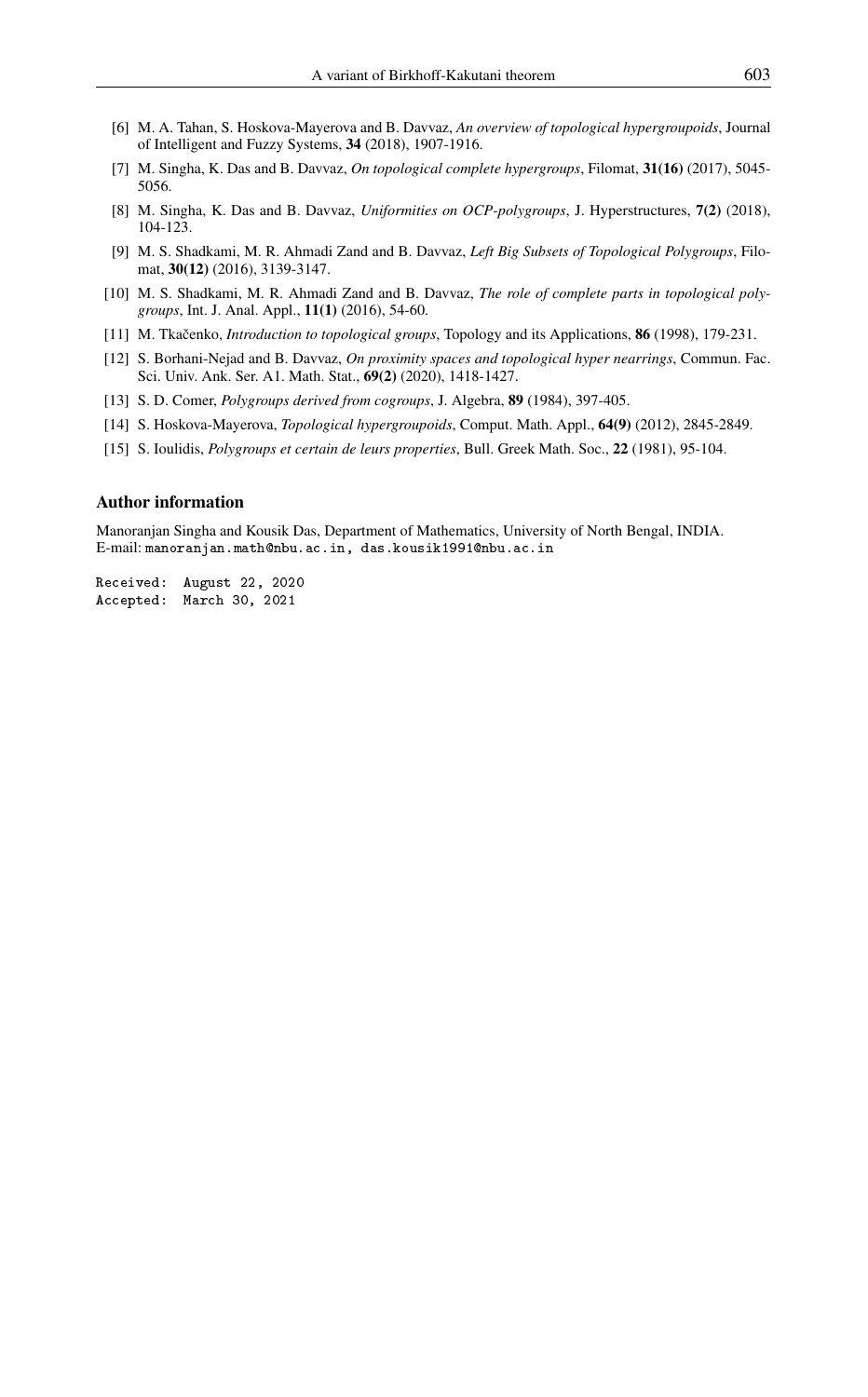[6] M. A. Tahan, S. Hoskova-Mayerova and B. Davvaz, *An overview of topological hypergroupoids*, Journal of Intelligent and Fuzzy Systems, **34** (2018), 1907-1916.

[7] M. Singha, K. Das and B. Davvaz, *On topological complete hypergroups*, Filomat, **31(16)** (2017), 5045-5056.

[8] M. Singha, K. Das and B. Davvaz, *Uniformities on OCP-polygroups*, J. Hyperstructures, **7(2)** (2018), 104-123.

[9] M. S. Shadkami, M. R. Ahmadi Zand and B. Davvaz, *Left Big Subsets of Topological Polygroups*, Filomat, **30(12)** (2016), 3139-3147.

[10] M. S. Shadkami, M. R. Ahmadi Zand and B. Davvaz, *The role of complete parts in topological polygroups*, Int. J. Anal. Appl., **11(1)** (2016), 54-60.

[11] M. Tkačenko, *Introduction to topological groups*, Topology and its Applications, **86** (1998), 179-231.

[12] S. Borhani-Nejad and B. Davvaz, *On proximity spaces and topological hyper nearrings*, Commun. Fac. Sci. Univ. Ank. Ser. A1. Math. Stat., **69(2)** (2020), 1418-1427.

[13] S. D. Comer, *Polygroups derived from cogroups*, J. Algebra, **89** (1984), 397-405.

[14] S. Hoskova-Mayerova, *Topological hypergroupoids*, Comput. Math. Appl., **64(9)** (2012), 2845-2849.

[15] S. Ioulidis, *Polygroups et certain de leurs properties*, Bull. Greek Math. Soc., **22** (1981), 95-104.

## Author information

Manoranjan Singha and Kousik Das, Department of Mathematics, University of North Bengal, INDIA.
E-mail: manoranjan.math@nbu.ac.in, das.kousik1991@nbu.ac.in

Received: August 22, 2020
Accepted: March 30, 2021